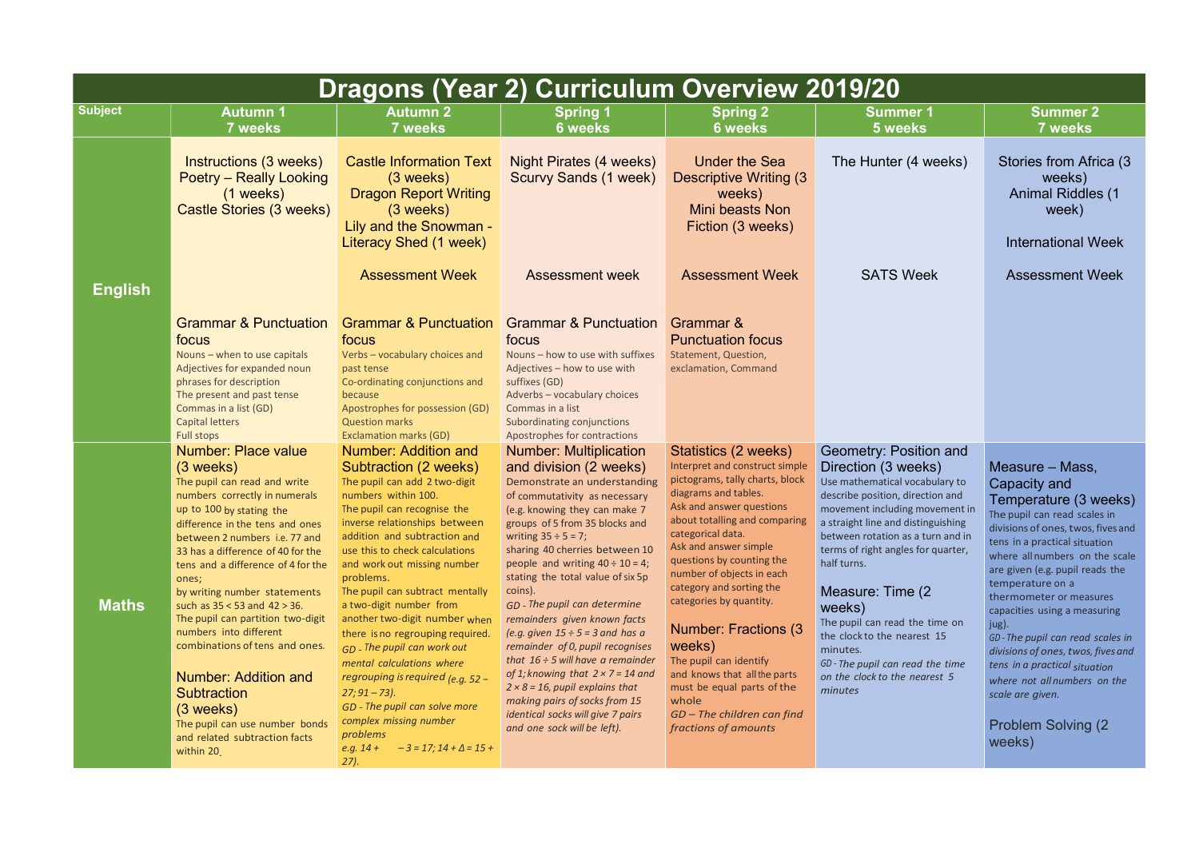# Dragons (Year 2) Curriculum Overview 2019/20

| Subject | Autumn 1<br>7 weeks | Autumn 2<br>7 weeks | Spring 1<br>6 weeks | Spring 2<br>6 weeks | Summer 1<br>5 weeks | Summer 2<br>7 weeks |
|---|---|---|---|---|---|---|
| **English** | Instructions (3 weeks)<br>Poetry – Really Looking (1 weeks)<br>Castle Stories (3 weeks)<br><br>Grammar & Punctuation focus<br>Nouns – when to use capitals<br>Adjectives for expanded noun phrases for description<br>The present and past tense<br>Commas in a list (GD)<br>Capital letters<br>Full stops | Castle Information Text (3 weeks)<br>Dragon Report Writing (3 weeks)<br>Lily and the Snowman - Literacy Shed (1 week)<br><br>Assessment Week<br><br>Grammar & Punctuation focus<br>Verbs – vocabulary choices and past tense<br>Co-ordinating conjunctions and because<br>Apostrophes for possession (GD)<br>Question marks<br>Exclamation marks (GD) | Night Pirates (4 weeks)<br>Scurvy Sands (1 week)<br><br>Assessment week<br><br>Grammar & Punctuation focus<br>Nouns – how to use with suffixes<br>Adjectives – how to use with suffixes (GD)<br>Adverbs – vocabulary choices<br>Commas in a list<br>Subordinating conjunctions<br>Apostrophes for contractions | Under the Sea Descriptive Writing (3 weeks)<br>Mini beasts Non Fiction (3 weeks)<br><br>Assessment Week<br><br>Grammar & Punctuation focus<br>Statement, Question, exclamation, Command | The Hunter (4 weeks)<br><br>SATS Week | Stories from Africa (3 weeks)<br>Animal Riddles (1 week)<br><br>International Week<br><br>Assessment Week |
| **Maths** | Number: Place value (3 weeks)<br>The pupil can read and write numbers correctly in numerals up to 100 by stating the difference in the tens and ones between 2 numbers i.e. 77 and 33 has a difference of 40 for the tens and a difference of 4 for the ones;<br>by writing number statements such as 35 < 53 and 42 > 36.<br>The pupil can partition two-digit numbers into different combinations of tens and ones.<br><br>Number: Addition and Subtraction (3 weeks)<br>The pupil can use number bonds and related subtraction facts within 20. | Number: Addition and Subtraction (2 weeks)<br>The pupil can add 2 two-digit numbers within 100.<br>The pupil can recognise the inverse relationships between addition and subtraction and use this to check calculations and work out missing number problems.<br>The pupil can subtract mentally a two-digit number from another two-digit number when there is no regrouping required.<br>*GD - The pupil can work out mental calculations where regrouping is required (e.g. 52 – 27; 91 – 73).*<br>*GD - The pupil can solve more complex missing number problems e.g. 14 + – 3 = 17; 14 + Δ = 15 + 27).* | Number: Multiplication and division (2 weeks)<br>Demonstrate an understanding of commutativity as necessary (e.g. knowing they can make 7 groups of 5 from 35 blocks and writing 35 ÷ 5 = 7;<br>sharing 40 cherries between 10 people and writing 40 ÷ 10 = 4;<br>stating the total value of six 5p coins).<br>*GD - The pupil can determine remainders given known facts (e.g. given 15 ÷ 5 = 3 and has a remainder of 0, pupil recognises that 16 ÷ 5 will have a remainder of 1; knowing that 2 × 7 = 14 and 2 × 8 = 16, pupil explains that making pairs of socks from 15 identical socks will give 7 pairs and one sock will be left).* | Statistics (2 weeks)<br>Interpret and construct simple pictograms, tally charts, block diagrams and tables.<br>Ask and answer questions about totalling and comparing categorical data.<br>Ask and answer simple questions by counting the number of objects in each category and sorting the categories by quantity.<br><br>Number: Fractions (3 weeks)<br>The pupil can identify and knows that all the parts must be equal parts of the whole<br>*GD – The children can find fractions of amounts* | Geometry: Position and Direction (3 weeks)<br>Use mathematical vocabulary to describe position, direction and movement including movement in a straight line and distinguishing between rotation as a turn and in terms of right angles for quarter, half turns.<br><br>Measure: Time (2 weeks)<br>The pupil can read the time on the clock to the nearest 15 minutes.<br>*GD - The pupil can read the time on the clock to the nearest 5 minutes* | Measure – Mass, Capacity and Temperature (3 weeks)<br>The pupil can read scales in divisions of ones, twos, fives and tens in a practical situation where all numbers on the scale are given (e.g. pupil reads the temperature on a thermometer or measures capacities using a measuring jug).<br>*GD - The pupil can read scales in divisions of ones, twos, fives and tens in a practical situation where not all numbers on the scale are given.*<br><br>Problem Solving (2 weeks) |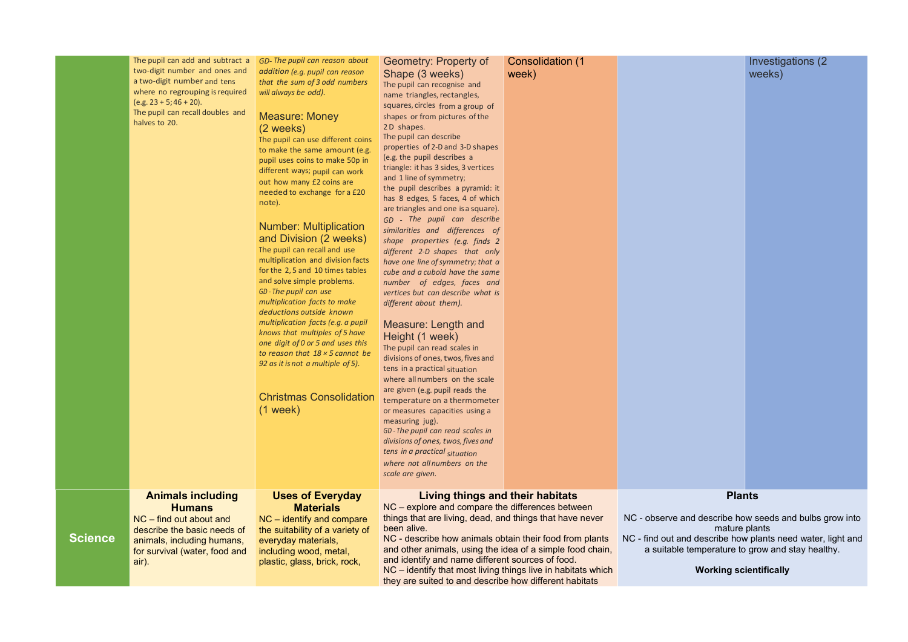| | | | | | | |
|---|---|---|---|---|---|---|
| | The pupil can add and subtract a two-digit number and ones and a two-digit number and tens where no regrouping is required (e.g. 23 + 5; 46 + 20).<br>The pupil can recall doubles and halves to 20. | *GD- The pupil can reason about addition (e.g. pupil can reason that the sum of 3 odd numbers will always be odd).*<br><br>Measure: Money (2 weeks)<br>The pupil can use different coins to make the same amount (e.g. pupil uses coins to make 50p in different ways; pupil can work out how many £2 coins are needed to exchange for a £20 note).<br><br>Number: Multiplication and Division (2 weeks)<br>The pupil can recall and use multiplication and division facts for the 2, 5 and 10 times tables and solve simple problems.<br>*GD - The pupil can use multiplication facts to make deductions outside known multiplication facts (e.g. a pupil knows that multiples of 5 have one digit of 0 or 5 and uses this to reason that 18 × 5 cannot be 92 as it is not a multiple of 5).*<br><br>Christmas Consolidation (1 week) | Geometry: Property of Shape (3 weeks)<br>The pupil can recognise and name triangles, rectangles, squares, circles from a group of shapes or from pictures of the 2D shapes.<br>The pupil can describe properties of 2-D and 3-D shapes (e.g. the pupil describes a triangle: it has 3 sides, 3 vertices and 1 line of symmetry; the pupil describes a pyramid: it has 8 edges, 5 faces, 4 of which are triangles and one is a square).<br>*GD - The pupil can describe similarities and differences of shape properties (e.g. finds 2 different 2-D shapes that only have one line of symmetry; that a cube and a cuboid have the same number of edges, faces and vertices but can describe what is different about them).*<br><br>Measure: Length and Height (1 week)<br>The pupil can read scales in divisions of ones, twos, fives and tens in a practical situation where all numbers on the scale are given (e.g. pupil reads the temperature on a thermometer or measures capacities using a measuring jug).<br>*GD - The pupil can read scales in divisions of ones, twos, fives and tens in a practical situation where not all numbers on the scale are given.* | Consolidation (1 week) | | Investigations (2 weeks) |
| **Science** | **Animals including Humans**<br>NC – find out about and describe the basic needs of animals, including humans, for survival (water, food and air). | **Uses of Everyday Materials**<br>NC – identify and compare the suitability of a variety of everyday materials, including wood, metal, plastic, glass, brick, rock, | **Living things and their habitats**<br>NC – explore and compare the differences between things that are living, dead, and things that have never been alive.<br>NC - describe how animals obtain their food from plants and other animals, using the idea of a simple food chain, and identify and name different sources of food.<br>NC – identify that most living things live in habitats which they are suited to and describe how different habitats | | **Plants**<br>NC - observe and describe how seeds and bulbs grow into mature plants<br>NC - find out and describe how plants need water, light and a suitable temperature to grow and stay healthy.<br><br>**Working scientifically** | |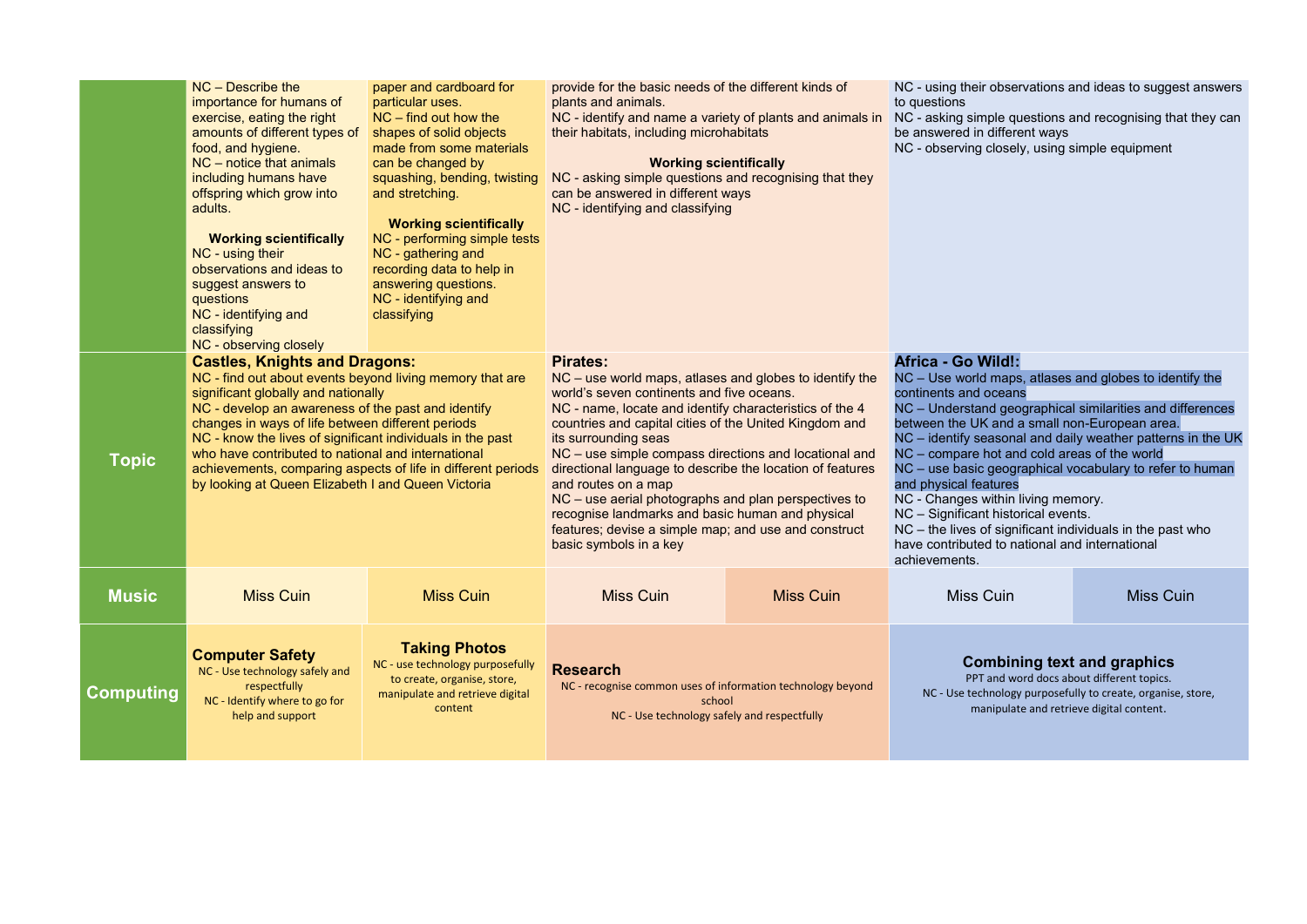| | | | | | | |
|---|---|---|---|---|---|---|
| | NC – Describe the importance for humans of exercise, eating the right amounts of different types of food, and hygiene.<br>NC – notice that animals including humans have offspring which grow into adults.<br><br>**Working scientifically**<br>NC - using their observations and ideas to suggest answers to questions<br>NC - identifying and classifying<br>NC - observing closely | paper and cardboard for particular uses.<br>NC – find out how the shapes of solid objects made from some materials can be changed by squashing, bending, twisting and stretching.<br><br>**Working scientifically**<br>NC - performing simple tests<br>NC - gathering and recording data to help in answering questions.<br>NC - identifying and classifying | provide for the basic needs of the different kinds of plants and animals.<br>NC - identify and name a variety of plants and animals in their habitats, including microhabitats<br><br>**Working scientifically**<br>NC - asking simple questions and recognising that they can be answered in different ways<br>NC - identifying and classifying | | NC - using their observations and ideas to suggest answers to questions<br>NC - asking simple questions and recognising that they can be answered in different ways<br>NC - observing closely, using simple equipment | |
| **Topic** | **Castles, Knights and Dragons:**<br>NC - find out about events beyond living memory that are significant globally and nationally<br>NC - develop an awareness of the past and identify changes in ways of life between different periods<br>NC - know the lives of significant individuals in the past who have contributed to national and international achievements, comparing aspects of life in different periods by looking at Queen Elizabeth I and Queen Victoria | | **Pirates:**<br>NC – use world maps, atlases and globes to identify the world's seven continents and five oceans.<br>NC - name, locate and identify characteristics of the 4 countries and capital cities of the United Kingdom and its surrounding seas<br>NC – use simple compass directions and locational and directional language to describe the location of features and routes on a map<br>NC – use aerial photographs and plan perspectives to recognise landmarks and basic human and physical features; devise a simple map; and use and construct basic symbols in a key | | **Africa - Go Wild!:**<br>NC – Use world maps, atlases and globes to identify the continents and oceans<br>NC – Understand geographical similarities and differences between the UK and a small non-European area.<br>NC – identify seasonal and daily weather patterns in the UK<br>NC – compare hot and cold areas of the world<br>NC – use basic geographical vocabulary to refer to human and physical features<br>NC - Changes within living memory.<br>NC – Significant historical events.<br>NC – the lives of significant individuals in the past who have contributed to national and international achievements. | |
| **Music** | Miss Cuin | Miss Cuin | Miss Cuin | Miss Cuin | Miss Cuin | Miss Cuin |
| **Computing** | **Computer Safety**<br>NC - Use technology safely and respectfully<br>NC - Identify where to go for help and support | **Taking Photos**<br>NC - use technology purposefully to create, organise, store, manipulate and retrieve digital content | **Research**<br>NC - recognise common uses of information technology beyond school<br>NC - Use technology safely and respectfully | | **Combining text and graphics**<br>PPT and word docs about different topics.<br>NC - Use technology purposefully to create, organise, store, manipulate and retrieve digital content. | |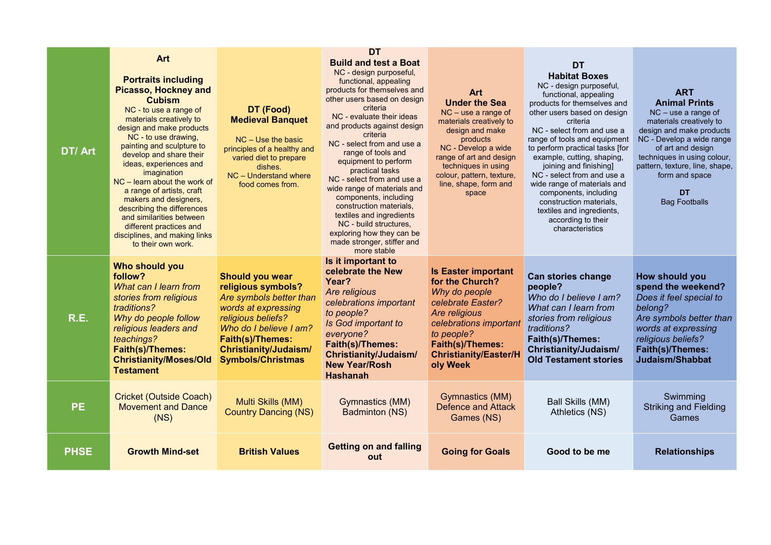| DT/ Art | **Art**<br><br>**Portraits including Picasso, Hockney and Cubism**<br>NC - to use a range of materials creatively to design and make products<br>NC - to use drawing, painting and sculpture to develop and share their ideas, experiences and imagination<br>NC – learn about the work of a range of artists, craft makers and designers, describing the differences and similarities between different practices and disciplines, and making links to their own work. | **DT (Food)**<br>**Medieval Banquet**<br><br>NC – Use the basic principles of a healthy and varied diet to prepare dishes.<br>NC – Understand where food comes from. | **DT**<br>**Build and test a Boat**<br>NC - design purposeful, functional, appealing products for themselves and other users based on design criteria<br>NC - evaluate their ideas and products against design criteria<br>NC - select from and use a range of tools and equipment to perform practical tasks<br>NC - select from and use a wide range of materials and components, including construction materials, textiles and ingredients<br>NC - build structures, exploring how they can be made stronger, stiffer and more stable | **Art**<br>**Under the Sea**<br>NC – use a range of materials creatively to design and make products<br>NC - Develop a wide range of art and design techniques in using colour, pattern, texture, line, shape, form and space | **DT**<br>**Habitat Boxes**<br>NC - design purposeful, functional, appealing products for themselves and other users based on design criteria<br>NC - select from and use a range of tools and equipment to perform practical tasks [for example, cutting, shaping, joining and finishing]<br>NC - select from and use a wide range of materials and components, including construction materials, textiles and ingredients, according to their characteristics | **ART**<br>**Animal Prints**<br>NC – use a range of materials creatively to design and make products<br>NC - Develop a wide range of art and design techniques in using colour, pattern, texture, line, shape, form and space<br><br>**DT**<br>Bag Footballs |
|---|---|---|---|---|---|---|
| **R.E.** | **Who should you follow?**<br>*What can I learn from stories from religious traditions?*<br>*Why do people follow religious leaders and teachings?*<br>**Faith(s)/Themes: Christianity/Moses/Old Testament** | **Should you wear religious symbols?**<br>*Are symbols better than words at expressing religious beliefs?*<br>*Who do I believe I am?*<br>**Faith(s)/Themes: Christianity/Judaism/ Symbols/Christmas** | **Is it important to celebrate the New Year?**<br>*Are religious celebrations important to people?*<br>*Is God important to everyone?*<br>**Faith(s)/Themes: Christianity/Judaism/ New Year/Rosh Hashanah** | **Is Easter important for the Church?**<br>*Why do people celebrate Easter?*<br>*Are religious celebrations important to people?*<br>**Faith(s)/Themes: Christianity/Easter/Holy Week** | **Can stories change people?**<br>*Who do I believe I am?*<br>*What can I learn from stories from religious traditions?*<br>**Faith(s)/Themes: Christianity/Judaism/ Old Testament stories** | **How should you spend the weekend?**<br>*Does it feel special to belong?*<br>*Are symbols better than words at expressing religious beliefs?*<br>**Faith(s)/Themes: Judaism/Shabbat** |
| **PE** | Cricket (Outside Coach)<br>Movement and Dance (NS) | Multi Skills (MM)<br>Country Dancing (NS) | Gymnastics (MM)<br>Badminton (NS) | Gymnastics (MM)<br>Defence and Attack Games (NS) | Ball Skills (MM)<br>Athletics (NS) | Swimming<br>Striking and Fielding Games |
| **PHSE** | **Growth Mind-set** | **British Values** | **Getting on and falling out** | **Going for Goals** | **Good to be me** | **Relationships** |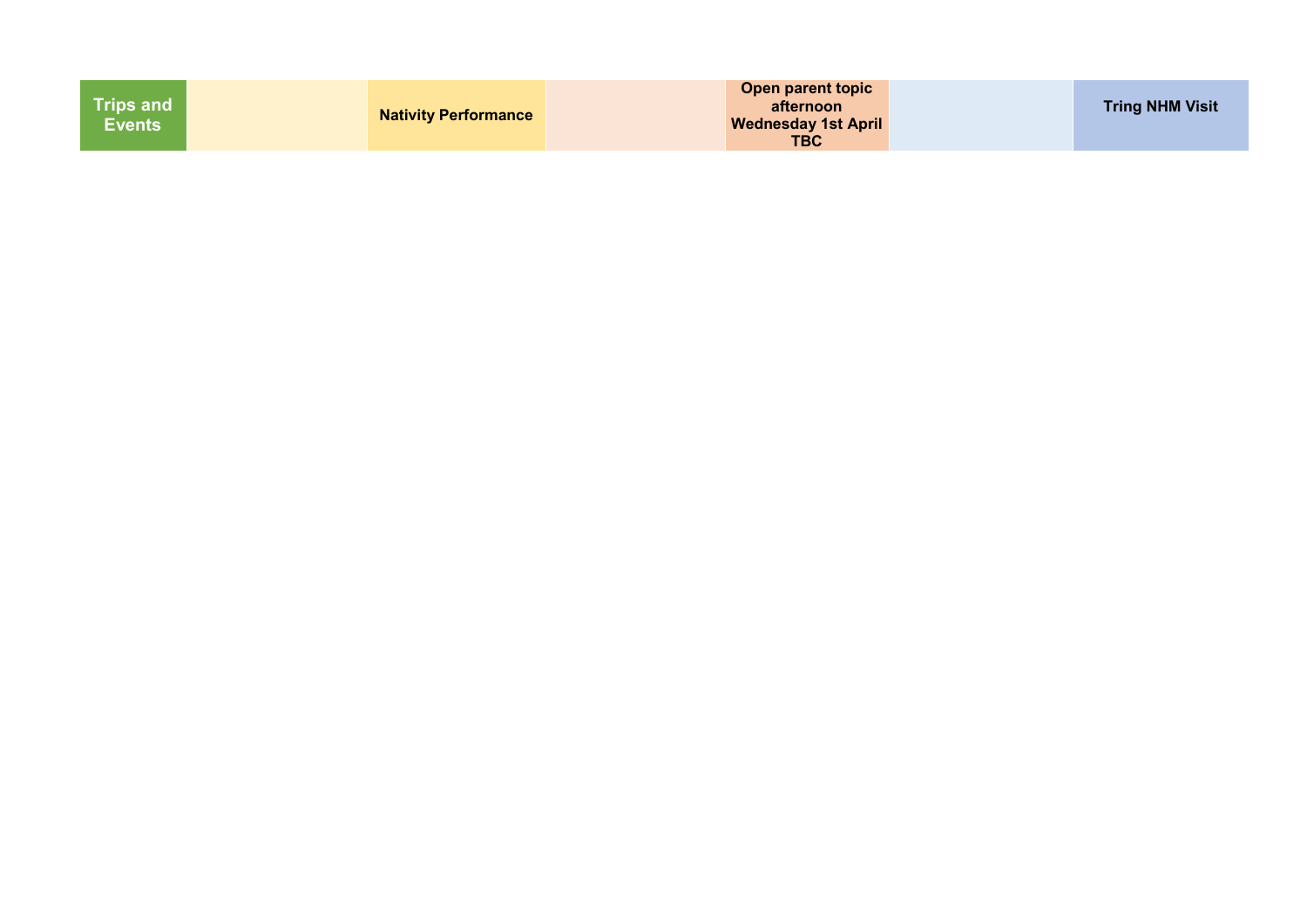| | | | | | | |
|---|---|---|---|---|---|---|
| **Trips and Events** | | **Nativity Performance** | | **Open parent topic afternoon Wednesday 1st April TBC** | | **Tring NHM Visit** |